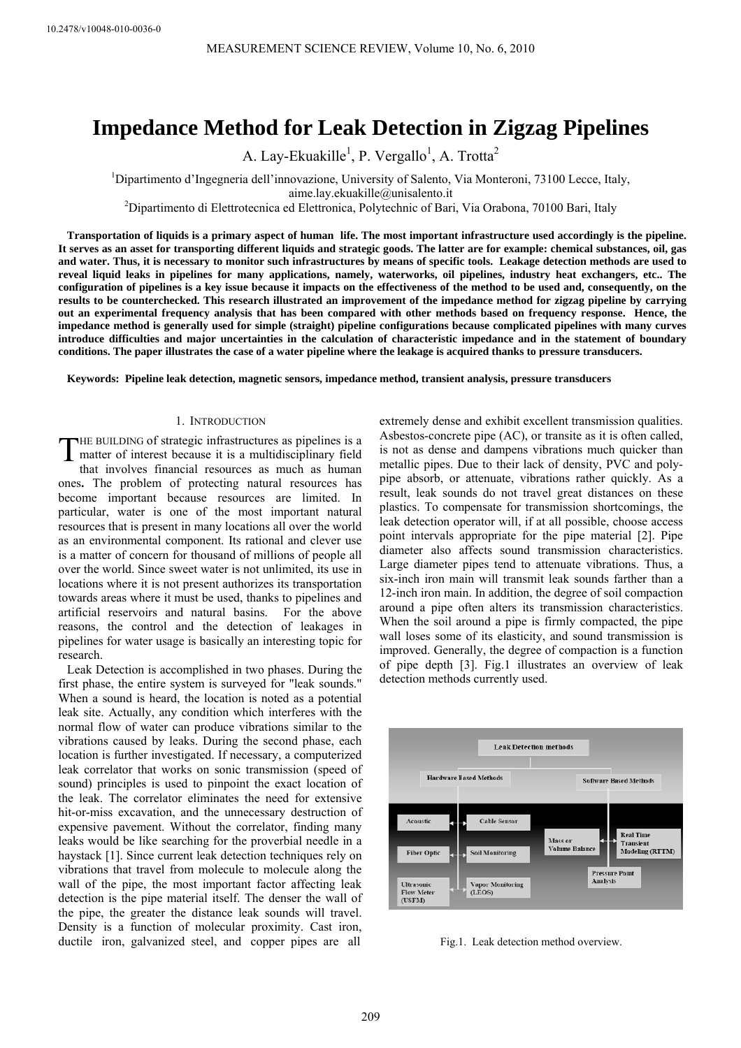10.2478/v10048-010-0036-0

# Impedance Method for Leak Detection in Zigzag Pipelines

A. Lay-Ekuakille[1], P. Vergallo[1], A. Trotta[2]

[1]Dipartimento d'Ingegneria dell'innovazione, University of Salento, Via Monteroni, 73100 Lecce, Italy, aime.lay.ekuakille@unisalento.it

[2]Dipartimento di Elettrotecnica ed Elettronica, Polytechnic of Bari, Via Orabona, 70100 Bari, Italy

**Transportation of liquids is a primary aspect of human life. The most important infrastructure used accordingly is the pipeline. It serves as an asset for transporting different liquids and strategic goods. The latter are for example: chemical substances, oil, gas and water. Thus, it is necessary to monitor such infrastructures by means of specific tools. Leakage detection methods are used to reveal liquid leaks in pipelines for many applications, namely, waterworks, oil pipelines, industry heat exchangers, etc.. The configuration of pipelines is a key issue because it impacts on the effectiveness of the method to be used and, consequently, on the results to be counterchecked. This research illustrated an improvement of the impedance method for zigzag pipeline by carrying out an experimental frequency analysis that has been compared with other methods based on frequency response. Hence, the impedance method is generally used for simple (straight) pipeline configurations because complicated pipelines with many curves introduce difficulties and major uncertainties in the calculation of characteristic impedance and in the statement of boundary conditions. The paper illustrates the case of a water pipeline where the leakage is acquired thanks to pressure transducers.**

**Keywords: Pipeline leak detection, magnetic sensors, impedance method, transient analysis, pressure transducers**

## 1. Introduction

The building of strategic infrastructures as pipelines is a matter of interest because it is a multidisciplinary field that involves financial resources as much as human ones**.** The problem of protecting natural resources has become important because resources are limited. In particular, water is one of the most important natural resources that is present in many locations all over the world as an environmental component. Its rational and clever use is a matter of concern for thousand of millions of people all over the world. Since sweet water is not unlimited, its use in locations where it is not present authorizes its transportation towards areas where it must be used, thanks to pipelines and artificial reservoirs and natural basins. For the above reasons, the control and the detection of leakages in pipelines for water usage is basically an interesting topic for research.

Leak Detection is accomplished in two phases. During the first phase, the entire system is surveyed for "leak sounds." When a sound is heard, the location is noted as a potential leak site. Actually, any condition which interferes with the normal flow of water can produce vibrations similar to the vibrations caused by leaks. During the second phase, each location is further investigated. If necessary, a computerized leak correlator that works on sonic transmission (speed of sound) principles is used to pinpoint the exact location of the leak. The correlator eliminates the need for extensive hit-or-miss excavation, and the unnecessary destruction of expensive pavement. Without the correlator, finding many leaks would be like searching for the proverbial needle in a haystack [1]. Since current leak detection techniques rely on vibrations that travel from molecule to molecule along the wall of the pipe, the most important factor affecting leak detection is the pipe material itself. The denser the wall of the pipe, the greater the distance leak sounds will travel. Density is a function of molecular proximity. Cast iron, ductile iron, galvanized steel, and copper pipes are all extremely dense and exhibit excellent transmission qualities. Asbestos-concrete pipe (AC), or transite as it is often called, is not as dense and dampens vibrations much quicker than metallic pipes. Due to their lack of density, PVC and poly-pipe absorb, or attenuate, vibrations rather quickly. As a result, leak sounds do not travel great distances on these plastics. To compensate for transmission shortcomings, the leak detection operator will, if at all possible, choose access point intervals appropriate for the pipe material [2]. Pipe diameter also affects sound transmission characteristics. Large diameter pipes tend to attenuate vibrations. Thus, a six-inch iron main will transmit leak sounds farther than a 12-inch iron main. In addition, the degree of soil compaction around a pipe often alters its transmission characteristics. When the soil around a pipe is firmly compacted, the pipe wall loses some of its elasticity, and sound transmission is improved. Generally, the degree of compaction is a function of pipe depth [3]. Fig.1 illustrates an overview of leak detection methods currently used.

Leak Detection methods

Hardware Based Methods

Software Based Methods

Acoustic

Cable Sensor

Fiber Optic

Soil Monitoring

Ultrasonic Flow Meter (USFM)

Vapor Monitoring (LEOS)

Mass or Volume Balance

Real Time Transient Modeling (RTTM)

Pressure Point Analysis

Fig.1. Leak detection method overview.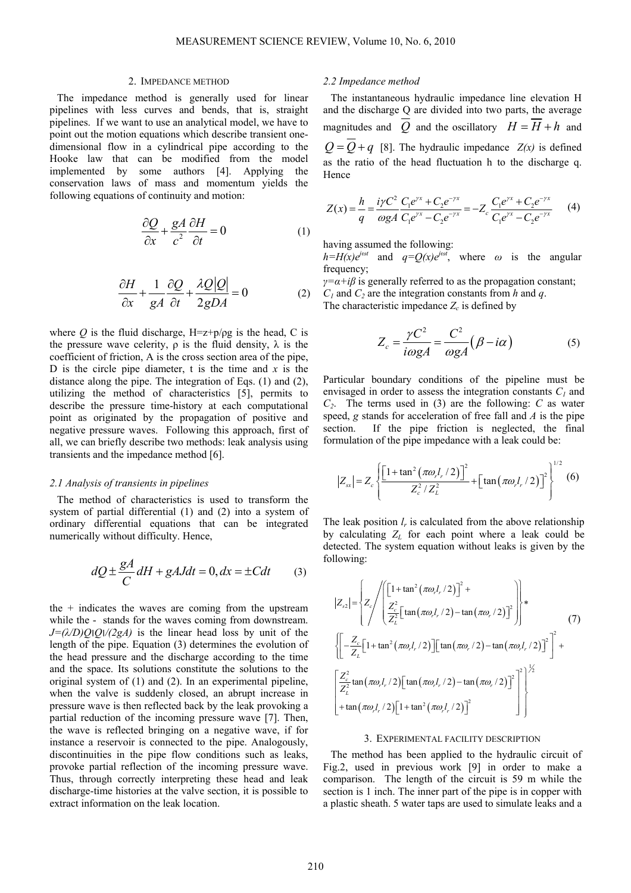## 2. Impedance method

The impedance method is generally used for linear pipelines with less curves and bends, that is, straight pipelines. If we want to use an analytical model, we have to point out the motion equations which describe transient one-dimensional flow in a cylindrical pipe according to the Hooke law that can be modified from the model implemented by some authors [4]. Applying the conservation laws of mass and momentum yields the following equations of continuity and motion:

$$\frac{\partial Q}{\partial x}+\frac{gA}{c^2}\frac{\partial H}{\partial t}=0 \tag{1}$$

$$\frac{\partial H}{\partial x}+\frac{1}{gA}\frac{\partial Q}{\partial t}+\frac{\lambda Q\left|Q\right|}{2gDA}=0 \tag{2}$$

where $Q$ is the fluid discharge, $H=z+p/\rho g$ is the head, C is the pressure wave celerity, ρ is the fluid density, λ is the coefficient of friction, A is the cross section area of the pipe, D is the circle pipe diameter, t is the time and $x$ is the distance along the pipe. The integration of Eqs. (1) and (2), utilizing the method of characteristics [5], permits to describe the pressure time-history at each computational point as originated by the propagation of positive and negative pressure waves. Following this approach, first of all, we can briefly describe two methods: leak analysis using transients and the impedance method [6].

### 2.1 Analysis of transients in pipelines

The method of characteristics is used to transform the system of partial differential (1) and (2) into a system of ordinary differential equations that can be integrated numerically without difficulty. Hence,

$$dQ\pm\frac{gA}{C}dH+gAJdt=0, dx=\pm Cdt \tag{3}$$

the + indicates the waves are coming from the upstream while the - stands for the waves coming from downstream. $J=(\lambda/D)Q|Q|/(2gA)$ is the linear head loss by unit of the length of the pipe. Equation (3) determines the evolution of the head pressure and the discharge according to the time and the space. Its solutions constitute the solutions to the original system of (1) and (2). In an experimental pipeline, when the valve is suddenly closed, an abrupt increase in pressure wave is then reflected back by the leak provoking a partial reduction of the incoming pressure wave [7]. Then, the wave is reflected bringing on a negative wave, if for instance a reservoir is connected to the pipe. Analogously, discontinuities in the pipe flow conditions such as leaks, provoke partial reflection of the incoming pressure wave. Thus, through correctly interpreting these head and leak discharge-time histories at the valve section, it is possible to extract information on the leak location.

### 2.2 Impedance method

The instantaneous hydraulic impedance line elevation H and the discharge Q are divided into two parts, the average magnitudes and $\overline{Q}$ and the oscillatory $H=\overline{H}+h$ and $Q=\overline{Q}+q$ [8]. The hydraulic impedance $Z(x)$ is defined as the ratio of the head fluctuation h to the discharge q. Hence

$$Z(x)=\frac{h}{q}=\frac{i\gamma C^2}{\omega gA}\frac{C_1e^{\gamma x}+C_2e^{-\gamma x}}{C_1e^{\gamma x}-C_2e^{-\gamma x}}=-Z_c\frac{C_1e^{\gamma x}+C_2e^{-\gamma x}}{C_1e^{\gamma x}-C_2e^{-\gamma x}} \tag{4}$$

having assumed the following:
$h=H(x)e^{i\omega t}$ and $q=Q(x)e^{i\omega t}$, where $\omega$ is the angular frequency;
$\gamma=\alpha+i\beta$ is generally referred to as the propagation constant;
$C_1$ and $C_2$ are the integration constants from $h$ and $q$.
The characteristic impedance $Z_c$ is defined by

$$Z_c=\frac{\gamma C^2}{i\omega gA}=\frac{C^2}{\omega gA}\left(\beta-i\alpha\right) \tag{5}$$

Particular boundary conditions of the pipeline must be envisaged in order to assess the integration constants $C_1$ and $C_2$. The terms used in (3) are the following: $C$ as water speed, $g$ stands for acceleration of free fall and $A$ is the pipe section. If the pipe friction is neglected, the final formulation of the pipe impedance with a leak could be:

$$\left|Z_{sx}\right|=Z_c\left\{\frac{\left[1+\tan^2\left(\pi\omega_r l_r/2\right)\right]^2}{Z_c^2/Z_L^2}+\left[\tan\left(\pi\omega_r l_r/2\right)\right]^2\right\}^{1/2} \tag{6}$$

The leak position $l_r$ is calculated from the above relationship by calculating $Z_L$ for each point where a leak could be detected. The system equation without leaks is given by the following:

$$\left|Z_{s2}\right|=\left\{Z_c\left/\left(\begin{array}{l}\left[1+\tan^2\left(\pi\omega_r l_r/2\right)\right]^2+\\ \frac{Z_c^2}{Z_L^2}\left[\tan\left(\pi\omega_r l_r/2\right)-\tan\left(\pi\omega_r/2\right)\right]^2\end{array}\right)\right.\right\}*$$
$$\left\{\left[-\frac{Z_c}{Z_L}\left[1+\tan^2\left(\pi\omega_r l_r/2\right)\right]\left[\tan\left(\pi\omega_r/2\right)-\tan\left(\pi\omega_r l_r/2\right)\right]\right]^2+\right.$$
$$\left.\left[\begin{array}{l}\frac{Z_c^2}{Z_L^2}\tan\left(\pi\omega_r l_r/2\right)\left[\tan\left(\pi\omega_r l_r/2\right)-\tan\left(\pi\omega_r/2\right)\right]^2\\+\tan\left(\pi\omega_r l_r/2\right)\left[1+\tan^2\left(\pi\omega_r l_r/2\right)\right]^2\end{array}\right]^2\right\}^{1/2} \tag{7}$$

## 3. Experimental facility description

The method has been applied to the hydraulic circuit of Fig.2, used in previous work [9] in order to make a comparison. The length of the circuit is 59 m while the section is 1 inch. The inner part of the pipe is in copper with a plastic sheath. 5 water taps are used to simulate leaks and a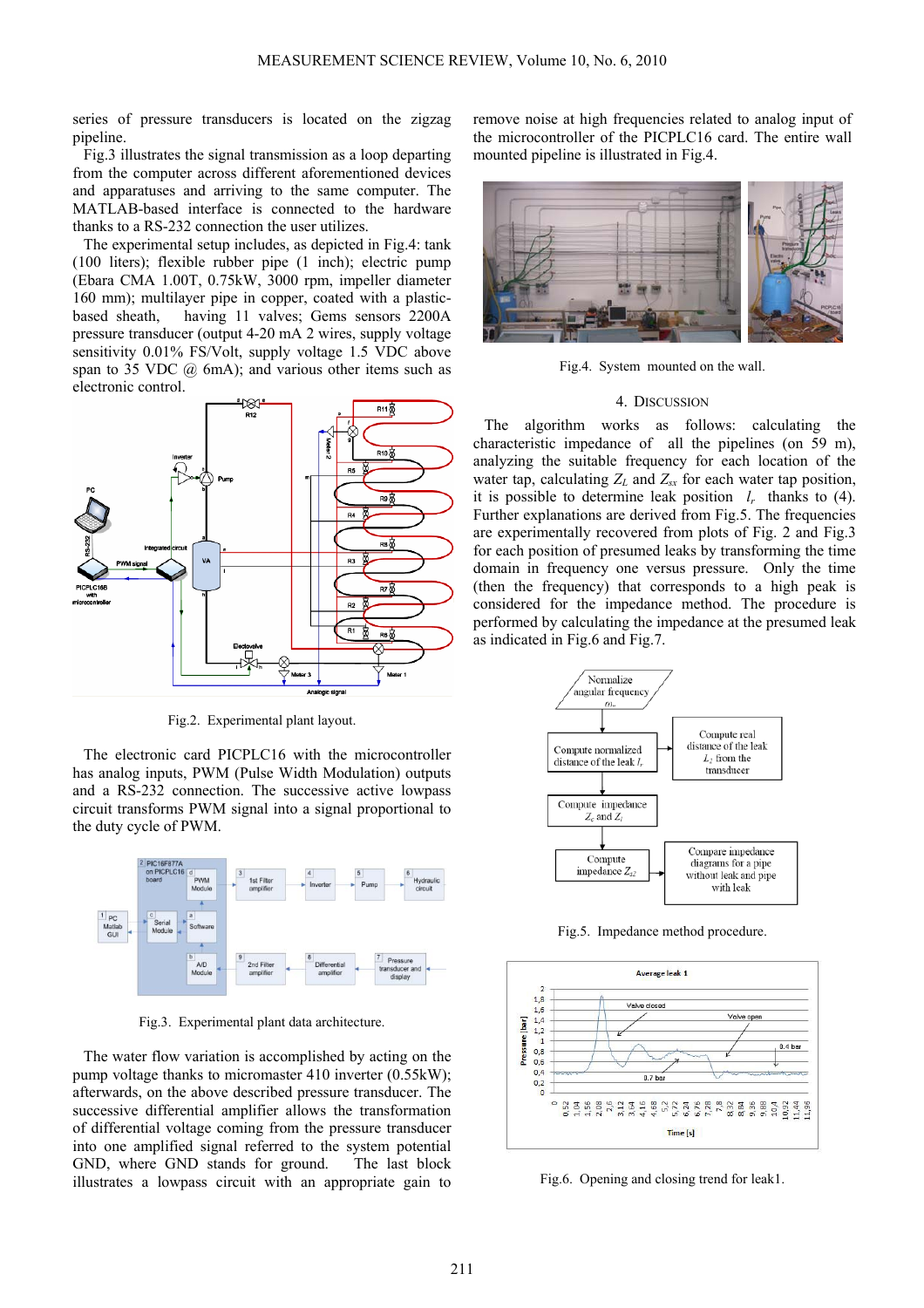series of pressure transducers is located on the zigzag pipeline.

Fig.3 illustrates the signal transmission as a loop departing from the computer across different aforementioned devices and apparatuses and arriving to the same computer. The MATLAB-based interface is connected to the hardware thanks to a RS-232 connection the user utilizes.

The experimental setup includes, as depicted in Fig.4: tank (100 liters); flexible rubber pipe (1 inch); electric pump (Ebara CMA 1.00T, 0.75kW, 3000 rpm, impeller diameter 160 mm); multilayer pipe in copper, coated with a plastic-based sheath, having 11 valves; Gems sensors 2200A pressure transducer (output 4-20 mA 2 wires, supply voltage sensitivity 0.01% FS/Volt, supply voltage 1.5 VDC above span to 35 VDC @ 6mA); and various other items such as electronic control.

Fig.2. Experimental plant layout.

The electronic card PICPLC16 with the microcontroller has analog inputs, PWM (Pulse Width Modulation) outputs and a RS-232 connection. The successive active lowpass circuit transforms PWM signal into a signal proportional to the duty cycle of PWM.

Fig.3. Experimental plant data architecture.

The water flow variation is accomplished by acting on the pump voltage thanks to micromaster 410 inverter (0.55kW); afterwards, on the above described pressure transducer. The successive differential amplifier allows the transformation of differential voltage coming from the pressure transducer into one amplified signal referred to the system potential GND, where GND stands for ground. The last block illustrates a lowpass circuit with an appropriate gain to remove noise at high frequencies related to analog input of the microcontroller of the PICPLC16 card. The entire wall mounted pipeline is illustrated in Fig.4.

Fig.4. System mounted on the wall.

## 4. Discussion

The algorithm works as follows: calculating the characteristic impedance of all the pipelines (on 59 m), analyzing the suitable frequency for each location of the water tap, calculating $Z_L$ and $Z_{sx}$ for each water tap position, it is possible to determine leak position $l_r$ thanks to (4). Further explanations are derived from Fig.5. The frequencies are experimentally recovered from plots of Fig. 2 and Fig.3 for each position of presumed leaks by transforming the time domain in frequency one versus pressure. Only the time (then the frequency) that corresponds to a high peak is considered for the impedance method. The procedure is performed by calculating the impedance at the presumed leak as indicated in Fig.6 and Fig.7.

Fig.5. Impedance method procedure.

Fig.6. Opening and closing trend for leak1.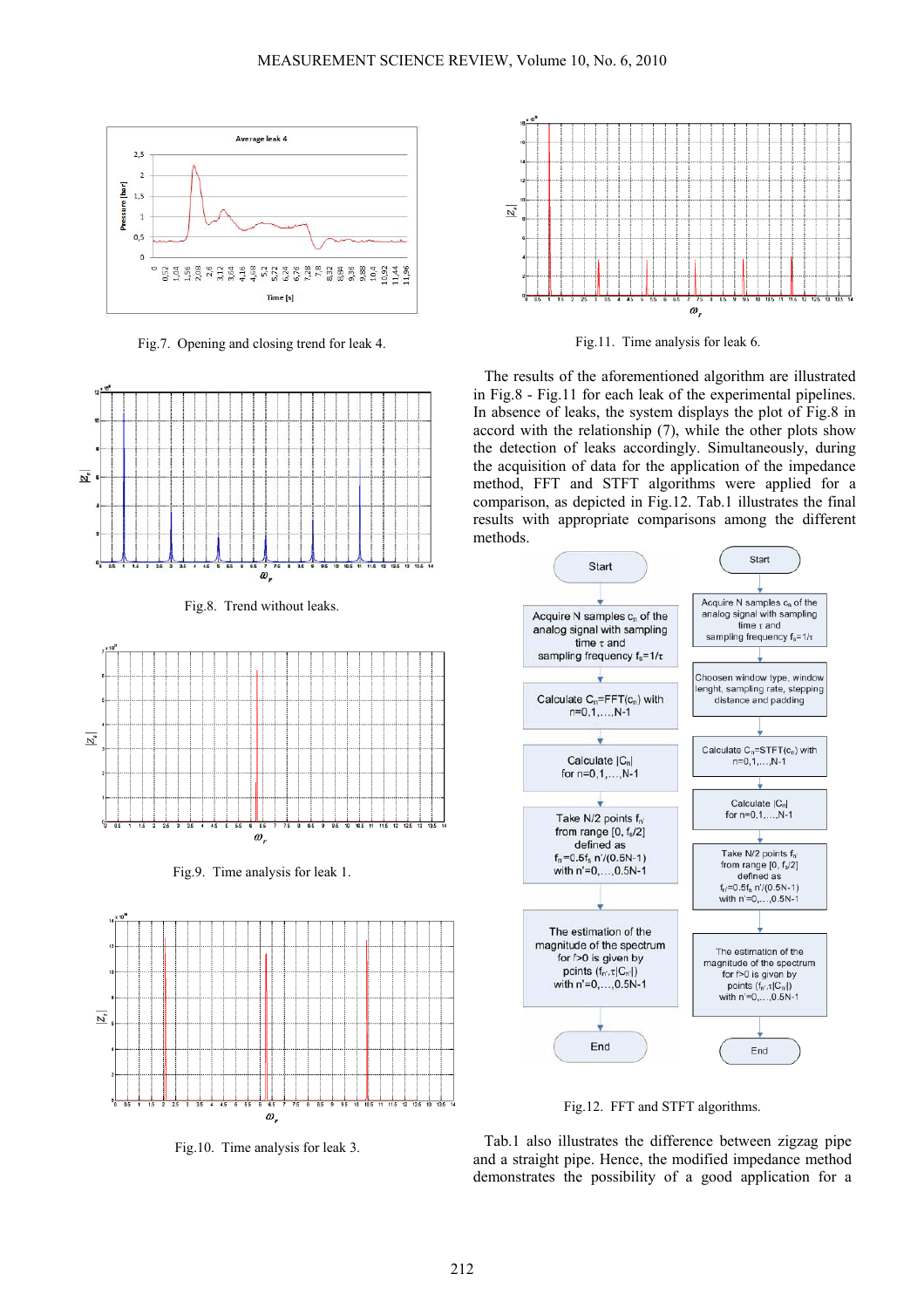Average leak 4

Pressure [bar]

2,5
2
1,5
1
0,5
0

0 0,52 1,04 1,56 2,08 2,6 3,12 3,64 4,16 4,68 5,2 5,72 6,24 6,76 7,28 7,8 8,32 8,84 9,36 9,88 10,4 10,92 11,44 11,96

Time [s]

Fig.7. Opening and closing trend for leak 4.

$|Z_r|$

$\omega_r$

Fig.8. Trend without leaks.

$|Z_r|$

$\omega_r$

Fig.9. Time analysis for leak 1.

$|Z_r|$

$\omega_r$

Fig.10. Time analysis for leak 3.

$|Z_r|$

$\omega_r$

Fig.11. Time analysis for leak 6.

The results of the aforementioned algorithm are illustrated in Fig.8 - Fig.11 for each leak of the experimental pipelines. In absence of leaks, the system displays the plot of Fig.8 in accord with the relationship (7), while the other plots show the detection of leaks accordingly. Simultaneously, during the acquisition of data for the application of the impedance method, FFT and STFT algorithms were applied for a comparison, as depicted in Fig.12. Tab.1 illustrates the final results with appropriate comparisons among the different methods.

Start

Acquire N samples $c_n$ of the analog signal with sampling time $\tau$ and sampling frequency $f_s=1/\tau$

Calculate $C_n$=FFT($c_n$) with n=0,1,….,N-1

Calculate $|C_n|$ for n=0,1,…,N-1

Take N/2 points $f_{n'}$ from range [0, $f_s$/2] defined as $f_{n'}=0.5f_s\, n'/(0.5N-1)$ with n'=0,…,0.5N-1

The estimation of the magnitude of the spectrum for f>0 is given by points ($f_{n'}$,$\tau|C_{n'}|$) with n'=0,…,0.5N-1

End

Start

Acquire N samples $c_n$ of the analog signal with sampling time $\tau$ and sampling frequency $f_s=1/\tau$

Choosen window type, window lenght, sampling rate, stepping distance and padding

Calculate $C_n$=STFT($c_n$) with n=0,1,….,N-1

Calculate $|C_n|$ for n=0,1,…,N-1

Take N/2 points $f_{n'}$ from range [0, $f_s$/2] defined as $f_{n'}=0.5f_s\, n'/(0.5N-1)$ with n'=0,…,0.5N-1

The estimation of the magnitude of the spectrum for f>0 is given by points ($f_{n'}$,$\tau|C_{n'}|$) with n'=0,…,0.5N-1

End

Fig.12. FFT and STFT algorithms.

Tab.1 also illustrates the difference between zigzag pipe and a straight pipe. Hence, the modified impedance method demonstrates the possibility of a good application for a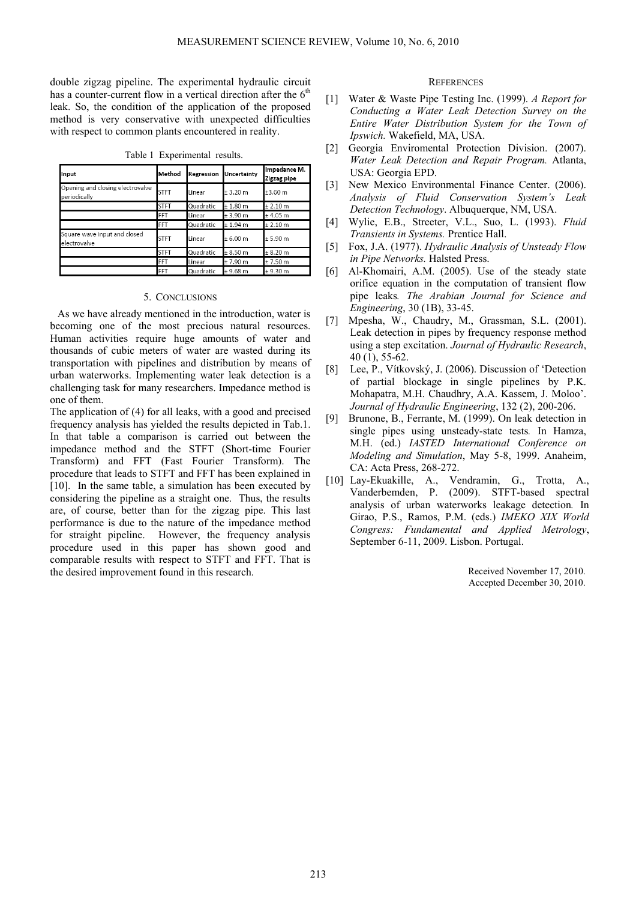double zigzag pipeline. The experimental hydraulic circuit has a counter-current flow in a vertical direction after the 6th leak. So, the condition of the application of the proposed method is very conservative with unexpected difficulties with respect to common plants encountered in reality.

Table 1 Experimental results.

| Input | Method | Regression | Uncertainty | Impedance M. Zigzag pipe |
|---|---|---|---|---|
| Opening and closing electrovalve periodically | STFT | Linear | ± 3.20 m | ±3.60 m |
| | STFT | Quadratic | ± 1.80 m | ± 2.10 m |
| | FFT | Linear | ± 3.90 m | ± 4.05 m |
| | FFT | Quadratic | ± 1.94 m | ± 2.10 m |
| Square wave input and closed electrovalve | STFT | Linear | ± 6.00 m | ± 5.90 m |
| | STFT | Quadratic | ± 8.50 m | ± 8.20 m |
| | FFT | Linear | ± 7.90 m | ± 7.50 m |
| | FFT | Quadratic | ± 9.68 m | ± 9.30 m |

## 5. Conclusions

As we have already mentioned in the introduction, water is becoming one of the most precious natural resources. Human activities require huge amounts of water and thousands of cubic meters of water are wasted during its transportation with pipelines and distribution by means of urban waterworks. Implementing water leak detection is a challenging task for many researchers. Impedance method is one of them.

The application of (4) for all leaks, with a good and precised frequency analysis has yielded the results depicted in Tab.1. In that table a comparison is carried out between the impedance method and the STFT (Short-time Fourier Transform) and FFT (Fast Fourier Transform). The procedure that leads to STFT and FFT has been explained in [10]. In the same table, a simulation has been executed by considering the pipeline as a straight one. Thus, the results are, of course, better than for the zigzag pipe. This last performance is due to the nature of the impedance method for straight pipeline. However, the frequency analysis procedure used in this paper has shown good and comparable results with respect to STFT and FFT. That is the desired improvement found in this research.

## References

[1] Water & Waste Pipe Testing Inc. (1999). *A Report for Conducting a Water Leak Detection Survey on the Entire Water Distribution System for the Town of Ipswich.* Wakefield, MA, USA.

[2] Georgia Enviromental Protection Division. (2007). *Water Leak Detection and Repair Program.* Atlanta, USA: Georgia EPD.

[3] New Mexico Environmental Finance Center. (2006). *Analysis of Fluid Conservation System's Leak Detection Technology*. Albuquerque, NM, USA.

[4] Wylie, E.B., Streeter, V.L., Suo, L. (1993). *Fluid Transients in Systems.* Prentice Hall.

[5] Fox, J.A. (1977). *Hydraulic Analysis of Unsteady Flow in Pipe Networks.* Halsted Press.

[6] Al-Khomairi, A.M. (2005). Use of the steady state orifice equation in the computation of transient flow pipe leaks*. The Arabian Journal for Science and Engineering*, 30 (1B), 33-45.

[7] Mpesha, W., Chaudry, M., Grassman, S.L. (2001). Leak detection in pipes by frequency response method using a step excitation. *Journal of Hydraulic Research*, 40 (1), 55-62.

[8] Lee, P., Vítkovský, J. (2006). Discussion of 'Detection of partial blockage in single pipelines by P.K. Mohapatra, M.H. Chaudhry, A.A. Kassem, J. Moloo'. *Journal of Hydraulic Engineering*, 132 (2), 200-206.

[9] Brunone, B., Ferrante, M. (1999). On leak detection in single pipes using unsteady-state tests*.* In Hamza, M.H. (ed.) *IASTED International Conference on Modeling and Simulation*, May 5-8, 1999. Anaheim, CA: Acta Press, 268-272.

[10] Lay-Ekuakille, A., Vendramin, G., Trotta, A., Vanderbemden, P. (2009). STFT-based spectral analysis of urban waterworks leakage detection*.* In Girao, P.S., Ramos, P.M. (eds.) *IMEKO XIX World Congress: Fundamental and Applied Metrology*, September 6-11, 2009. Lisbon. Portugal.

Received November 17, 2010.
Accepted December 30, 2010.